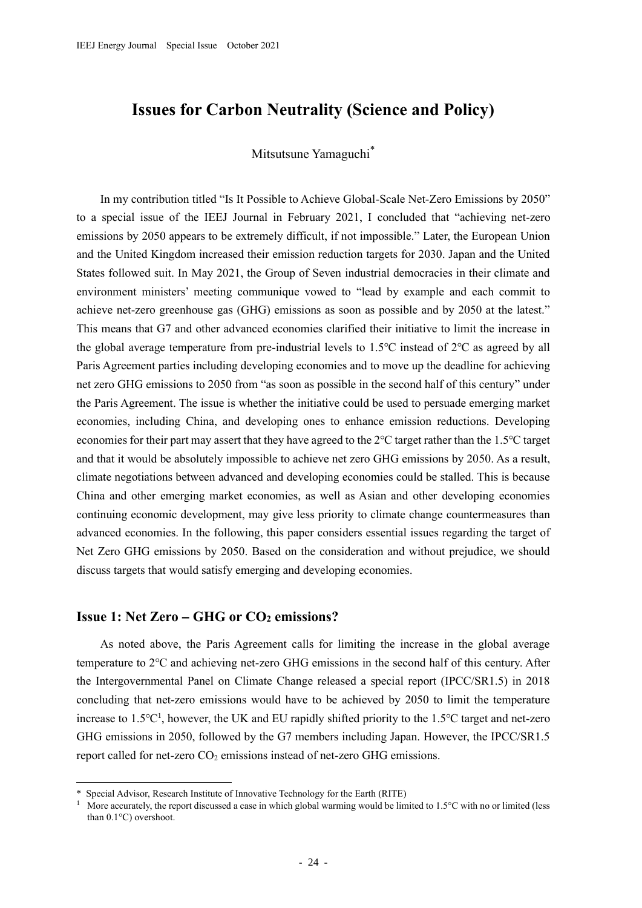# Issues for Carbon Neutrality (Science and Policy)

Mitsutsune Yamaguchi*

In my contribution titled "Is It Possible to Achieve Global-Scale Net-Zero Emissions by 2050" to a special issue of the IEEJ Journal in February 2021, I concluded that "achieving net-zero emissions by 2050 appears to be extremely difficult, if not impossible." Later, the European Union and the United Kingdom increased their emission reduction targets for 2030. Japan and the United States followed suit. In May 2021, the Group of Seven industrial democracies in their climate and environment ministers' meeting communique vowed to "lead by example and each commit to achieve net-zero greenhouse gas (GHG) emissions as soon as possible and by 2050 at the latest." This means that G7 and other advanced economies clarified their initiative to limit the increase in the global average temperature from pre-industrial levels to 1.5°C instead of 2°C as agreed by all Paris Agreement parties including developing economies and to move up the deadline for achieving net zero GHG emissions to 2050 from "as soon as possible in the second half of this century" under the Paris Agreement. The issue is whether the initiative could be used to persuade emerging market economies, including China, and developing ones to enhance emission reductions. Developing economies for their part may assert that they have agreed to the 2°C target rather than the 1.5°C target and that it would be absolutely impossible to achieve net zero GHG emissions by 2050. As a result, climate negotiations between advanced and developing economies could be stalled. This is because China and other emerging market economies, as well as Asian and other developing economies continuing economic development, may give less priority to climate change countermeasures than advanced economies. In the following, this paper considers essential issues regarding the target of Net Zero GHG emissions by 2050. Based on the consideration and without prejudice, we should discuss targets that would satisfy emerging and developing economies.

## Issue 1: Net Zero – GHG or $CO_2$ emissions?

As noted above, the Paris Agreement calls for limiting the increase in the global average temperature to 2°C and achieving net-zero GHG emissions in the second half of this century. After the Intergovernmental Panel on Climate Change released a special report (IPCC/SR1.5) in 2018 concluding that net-zero emissions would have to be achieved by 2050 to limit the temperature increase to 1.5°C[1], however, the UK and EU rapidly shifted priority to the 1.5°C target and net-zero GHG emissions in 2050, followed by the G7 members including Japan. However, the IPCC/SR1.5 report called for net-zero $CO_2$ emissions instead of net-zero GHG emissions.

---

* Special Advisor, Research Institute of Innovative Technology for the Earth (RITE)

[1] More accurately, the report discussed a case in which global warming would be limited to 1.5°C with no or limited (less than 0.1°C) overshoot.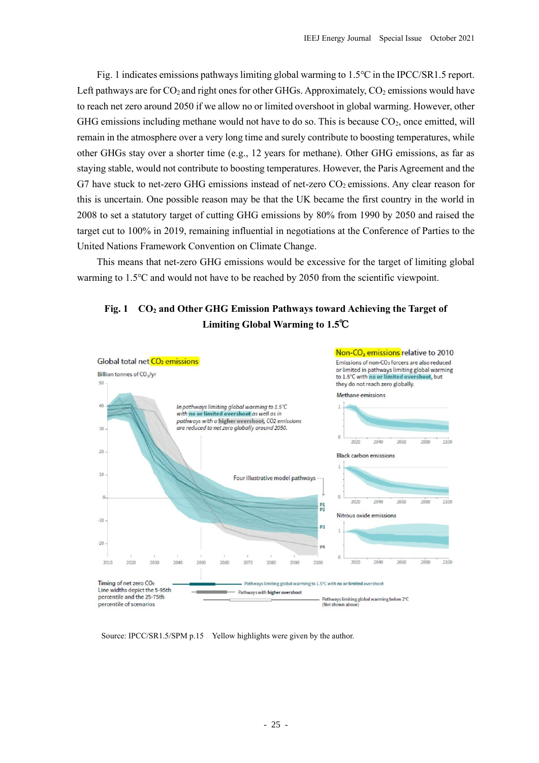Fig. 1 indicates emissions pathways limiting global warming to 1.5°C in the IPCC/SR1.5 report. Left pathways are for $CO_2$ and right ones for other GHGs. Approximately, $CO_2$ emissions would have to reach net zero around 2050 if we allow no or limited overshoot in global warming. However, other GHG emissions including methane would not have to do so. This is because $CO_2$, once emitted, will remain in the atmosphere over a very long time and surely contribute to boosting temperatures, while other GHGs stay over a shorter time (e.g., 12 years for methane). Other GHG emissions, as far as staying stable, would not contribute to boosting temperatures. However, the Paris Agreement and the G7 have stuck to net-zero GHG emissions instead of net-zero $CO_2$ emissions. Any clear reason for this is uncertain. One possible reason may be that the UK became the first country in the world in 2008 to set a statutory target of cutting GHG emissions by 80% from 1990 by 2050 and raised the target cut to 100% in 2019, remaining influential in negotiations at the Conference of Parties to the United Nations Framework Convention on Climate Change.

This means that net-zero GHG emissions would be excessive for the target of limiting global warming to 1.5°C and would not have to be reached by 2050 from the scientific viewpoint.

**Fig. 1 $CO_2$ and Other GHG Emission Pathways toward Achieving the Target of Limiting Global Warming to 1.5℃**

Source: IPCC/SR1.5/SPM p.15 Yellow highlights were given by the author.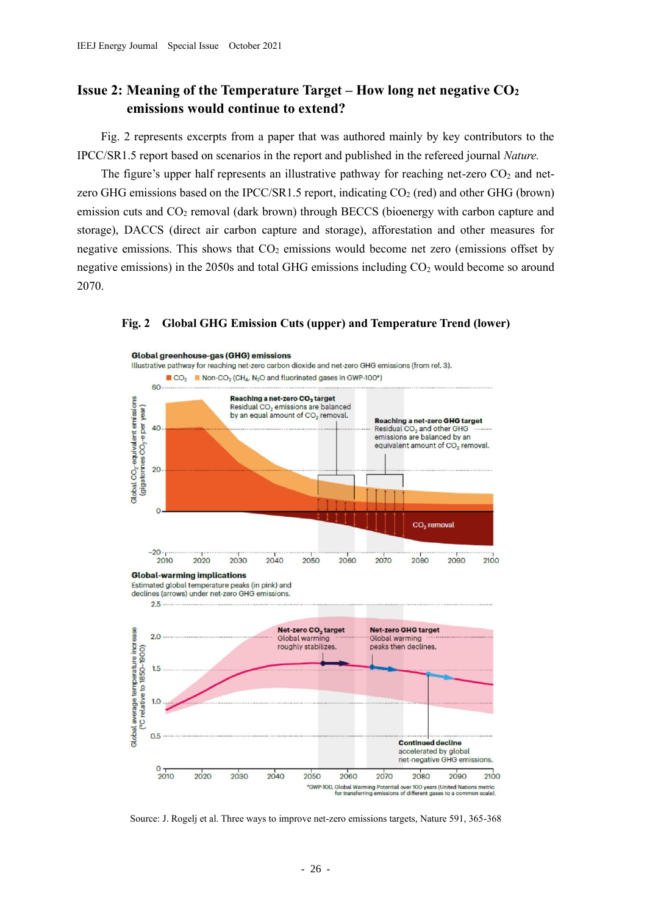## Issue 2: Meaning of the Temperature Target – How long net negative $CO_2$ emissions would continue to extend?

Fig. 2 represents excerpts from a paper that was authored mainly by key contributors to the IPCC/SR1.5 report based on scenarios in the report and published in the refereed journal *Nature.*

The figure's upper half represents an illustrative pathway for reaching net-zero $CO_2$ and net-zero GHG emissions based on the IPCC/SR1.5 report, indicating $CO_2$ (red) and other GHG (brown) emission cuts and $CO_2$ removal (dark brown) through BECCS (bioenergy with carbon capture and storage), DACCS (direct air carbon capture and storage), afforestation and other measures for negative emissions. This shows that $CO_2$ emissions would become net zero (emissions offset by negative emissions) in the 2050s and total GHG emissions including $CO_2$ would become so around 2070.

**Fig. 2 Global GHG Emission Cuts (upper) and Temperature Trend (lower)**

Source: J. Rogelj et al. Three ways to improve net-zero emissions targets, Nature 591, 365-368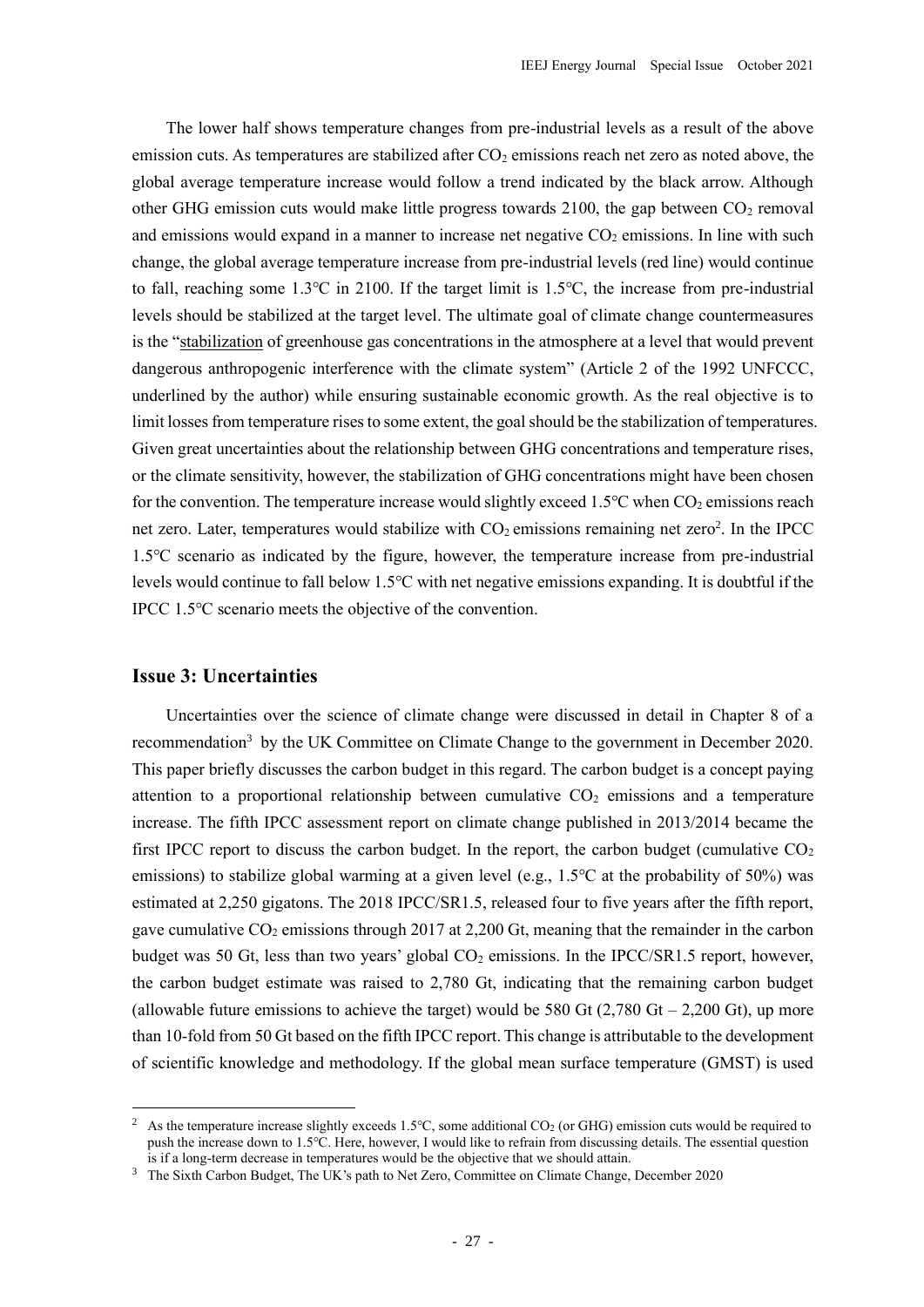The lower half shows temperature changes from pre-industrial levels as a result of the above emission cuts. As temperatures are stabilized after $CO_2$ emissions reach net zero as noted above, the global average temperature increase would follow a trend indicated by the black arrow. Although other GHG emission cuts would make little progress towards 2100, the gap between $CO_2$ removal and emissions would expand in a manner to increase net negative $CO_2$ emissions. In line with such change, the global average temperature increase from pre-industrial levels (red line) would continue to fall, reaching some 1.3°C in 2100. If the target limit is 1.5°C, the increase from pre-industrial levels should be stabilized at the target level. The ultimate goal of climate change countermeasures is the "<u>stabilization</u> of greenhouse gas concentrations in the atmosphere at a level that would prevent dangerous anthropogenic interference with the climate system" (Article 2 of the 1992 UNFCCC, underlined by the author) while ensuring sustainable economic growth. As the real objective is to limit losses from temperature rises to some extent, the goal should be the stabilization of temperatures. Given great uncertainties about the relationship between GHG concentrations and temperature rises, or the climate sensitivity, however, the stabilization of GHG concentrations might have been chosen for the convention. The temperature increase would slightly exceed 1.5°C when $CO_2$ emissions reach net zero. Later, temperatures would stabilize with $CO_2$ emissions remaining net zero[2]. In the IPCC 1.5°C scenario as indicated by the figure, however, the temperature increase from pre-industrial levels would continue to fall below 1.5°C with net negative emissions expanding. It is doubtful if the IPCC 1.5°C scenario meets the objective of the convention.

## Issue 3: Uncertainties

Uncertainties over the science of climate change were discussed in detail in Chapter 8 of a recommendation[3] by the UK Committee on Climate Change to the government in December 2020. This paper briefly discusses the carbon budget in this regard. The carbon budget is a concept paying attention to a proportional relationship between cumulative $CO_2$ emissions and a temperature increase. The fifth IPCC assessment report on climate change published in 2013/2014 became the first IPCC report to discuss the carbon budget. In the report, the carbon budget (cumulative $CO_2$ emissions) to stabilize global warming at a given level (e.g., 1.5°C at the probability of 50%) was estimated at 2,250 gigatons. The 2018 IPCC/SR1.5, released four to five years after the fifth report, gave cumulative $CO_2$ emissions through 2017 at 2,200 Gt, meaning that the remainder in the carbon budget was 50 Gt, less than two years' global $CO_2$ emissions. In the IPCC/SR1.5 report, however, the carbon budget estimate was raised to 2,780 Gt, indicating that the remaining carbon budget (allowable future emissions to achieve the target) would be 580 Gt (2,780 Gt – 2,200 Gt), up more than 10-fold from 50 Gt based on the fifth IPCC report. This change is attributable to the development of scientific knowledge and methodology. If the global mean surface temperature (GMST) is used

---

[2] As the temperature increase slightly exceeds 1.5°C, some additional $CO_2$ (or GHG) emission cuts would be required to push the increase down to 1.5°C. Here, however, I would like to refrain from discussing details. The essential question is if a long-term decrease in temperatures would be the objective that we should attain.

[3] The Sixth Carbon Budget, The UK's path to Net Zero, Committee on Climate Change, December 2020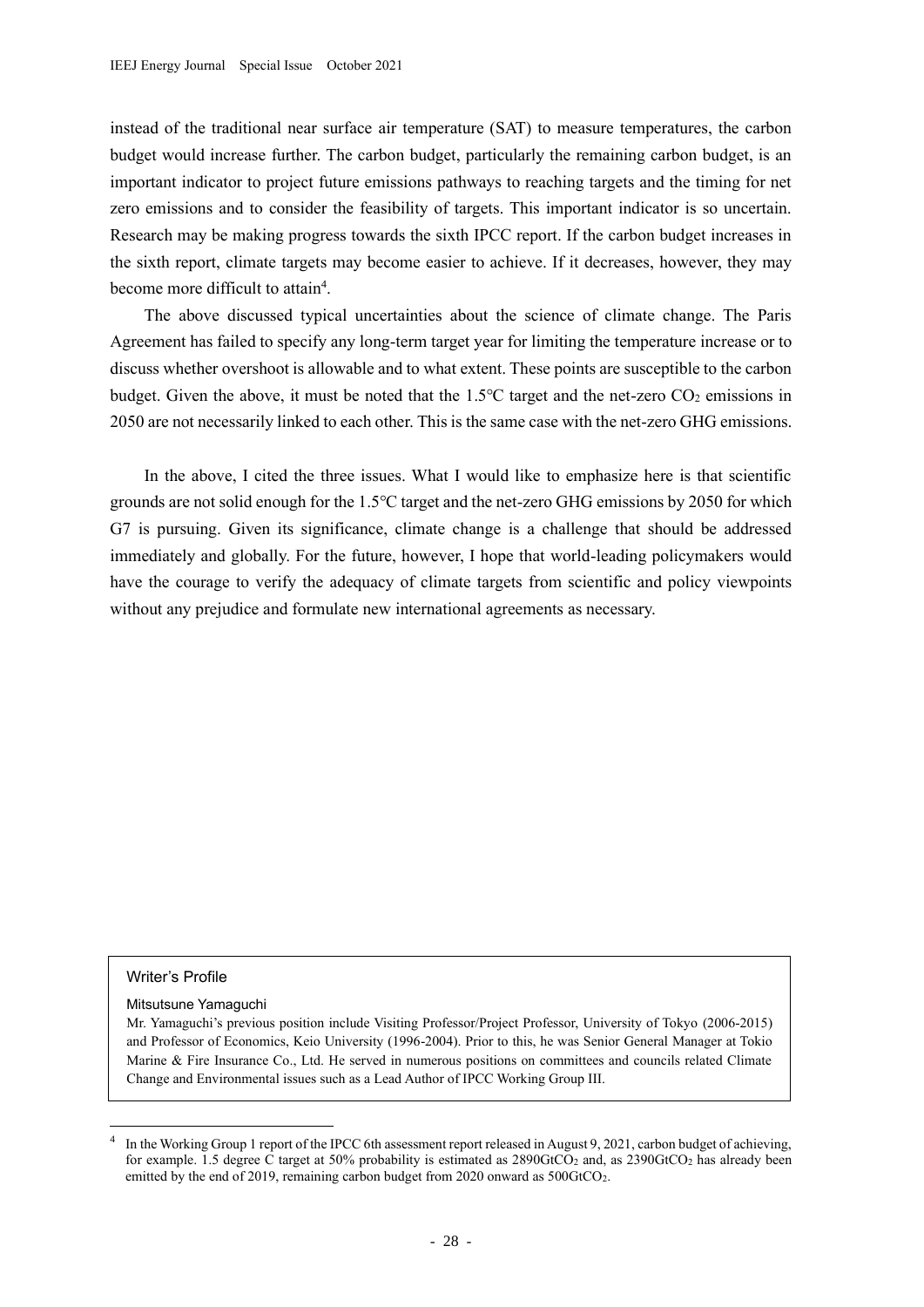instead of the traditional near surface air temperature (SAT) to measure temperatures, the carbon budget would increase further. The carbon budget, particularly the remaining carbon budget, is an important indicator to project future emissions pathways to reaching targets and the timing for net zero emissions and to consider the feasibility of targets. This important indicator is so uncertain. Research may be making progress towards the sixth IPCC report. If the carbon budget increases in the sixth report, climate targets may become easier to achieve. If it decreases, however, they may become more difficult to attain[4].

The above discussed typical uncertainties about the science of climate change. The Paris Agreement has failed to specify any long-term target year for limiting the temperature increase or to discuss whether overshoot is allowable and to what extent. These points are susceptible to the carbon budget. Given the above, it must be noted that the 1.5°C target and the net-zero $CO_2$ emissions in 2050 are not necessarily linked to each other. This is the same case with the net-zero GHG emissions.

In the above, I cited the three issues. What I would like to emphasize here is that scientific grounds are not solid enough for the 1.5°C target and the net-zero GHG emissions by 2050 for which G7 is pursuing. Given its significance, climate change is a challenge that should be addressed immediately and globally. For the future, however, I hope that world-leading policymakers would have the courage to verify the adequacy of climate targets from scientific and policy viewpoints without any prejudice and formulate new international agreements as necessary.

Writer's Profile

Mitsutsune Yamaguchi

Mr. Yamaguchi's previous position include Visiting Professor/Project Professor, University of Tokyo (2006-2015) and Professor of Economics, Keio University (1996-2004). Prior to this, he was Senior General Manager at Tokio Marine & Fire Insurance Co., Ltd. He served in numerous positions on committees and councils related Climate Change and Environmental issues such as a Lead Author of IPCC Working Group III.

[4] In the Working Group 1 report of the IPCC 6th assessment report released in August 9, 2021, carbon budget of achieving, for example. 1.5 degree C target at 50% probability is estimated as 2890Gt$CO_2$ and, as 2390Gt$CO_2$ has already been emitted by the end of 2019, remaining carbon budget from 2020 onward as 500Gt$CO_2$.